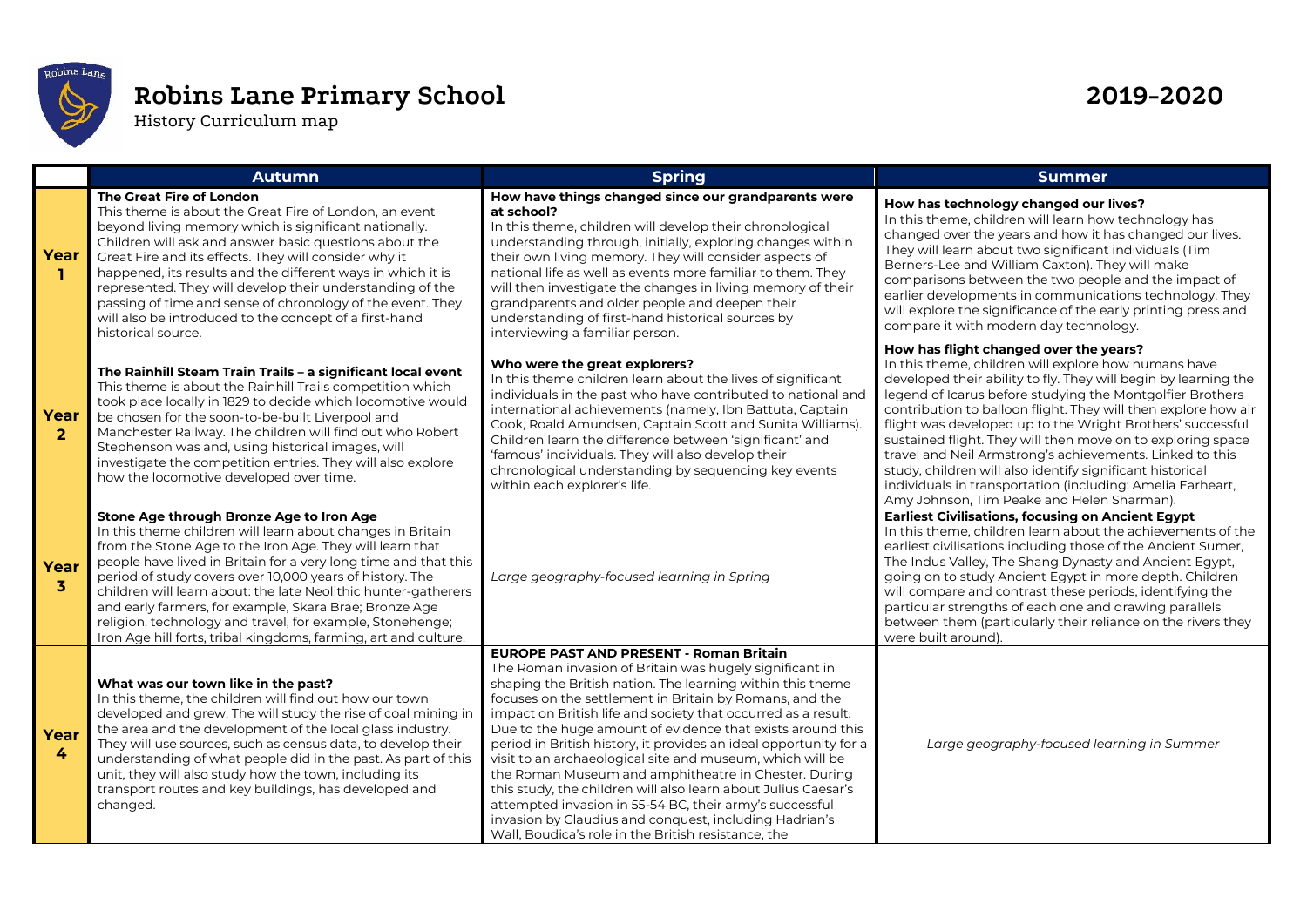# Robins Lane Primary School

History Curriculum map

**2019-2020**

| | Autumn | Spring | Summer |
|---|---|---|---|
| **Year 1** | **The Great Fire of London**<br>This theme is about the Great Fire of London, an event beyond living memory which is significant nationally. Children will ask and answer basic questions about the Great Fire and its effects. They will consider why it happened, its results and the different ways in which it is represented. They will develop their understanding of the passing of time and sense of chronology of the event. They will also be introduced to the concept of a first-hand historical source. | **How have things changed since our grandparents were at school?**<br>In this theme, children will develop their chronological understanding through, initially, exploring changes within their own living memory. They will consider aspects of national life as well as events more familiar to them. They will then investigate the changes in living memory of their grandparents and older people and deepen their understanding of first-hand historical sources by interviewing a familiar person. | **How has technology changed our lives?**<br>In this theme, children will learn how technology has changed over the years and how it has changed our lives. They will learn about two significant individuals (Tim Berners-Lee and William Caxton). They will make comparisons between the two people and the impact of earlier developments in communications technology. They will explore the significance of the early printing press and compare it with modern day technology. |
| **Year 2** | **The Rainhill Steam Train Trails – a significant local event**<br>This theme is about the Rainhill Trails competition which took place locally in 1829 to decide which locomotive would be chosen for the soon-to-be-built Liverpool and Manchester Railway. The children will find out who Robert Stephenson was and, using historical images, will investigate the competition entries. They will also explore how the locomotive developed over time. | **Who were the great explorers?**<br>In this theme children learn about the lives of significant individuals in the past who have contributed to national and international achievements (namely, Ibn Battuta, Captain Cook, Roald Amundsen, Captain Scott and Sunita Williams). Children learn the difference between 'significant' and 'famous' individuals. They will also develop their chronological understanding by sequencing key events within each explorer's life. | **How has flight changed over the years?**<br>In this theme, children will explore how humans have developed their ability to fly. They will begin by learning the legend of Icarus before studying the Montgolfier Brothers contribution to balloon flight. They will then explore how air flight was developed up to the Wright Brothers' successful sustained flight. They will then move on to exploring space travel and Neil Armstrong's achievements. Linked to this study, children will also identify significant historical individuals in transportation (including: Amelia Earheart, Amy Johnson, Tim Peake and Helen Sharman). |
| **Year 3** | **Stone Age through Bronze Age to Iron Age**<br>In this theme children will learn about changes in Britain from the Stone Age to the Iron Age. They will learn that people have lived in Britain for a very long time and that this period of study covers over 10,000 years of history. The children will learn about: the late Neolithic hunter-gatherers and early farmers, for example, Skara Brae; Bronze Age religion, technology and travel, for example, Stonehenge; Iron Age hill forts, tribal kingdoms, farming, art and culture. | *Large geography-focused learning in Spring* | **Earliest Civilisations, focusing on Ancient Egypt**<br>In this theme, children learn about the achievements of the earliest civilisations including those of the Ancient Sumer, The Indus Valley, The Shang Dynasty and Ancient Egypt, going on to study Ancient Egypt in more depth. Children will compare and contrast these periods, identifying the particular strengths of each one and drawing parallels between them (particularly their reliance on the rivers they were built around). |
| **Year 4** | **What was our town like in the past?**<br>In this theme, the children will find out how our town developed and grew. The will study the rise of coal mining in the area and the development of the local glass industry. They will use sources, such as census data, to develop their understanding of what people did in the past. As part of this unit, they will also study how the town, including its transport routes and key buildings, has developed and changed. | **EUROPE PAST AND PRESENT - Roman Britain**<br>The Roman invasion of Britain was hugely significant in shaping the British nation. The learning within this theme focuses on the settlement in Britain by Romans, and the impact on British life and society that occurred as a result. Due to the huge amount of evidence that exists around this period in British history, it provides an ideal opportunity for a visit to an archaeological site and museum, which will be the Roman Museum and amphitheatre in Chester. During this study, the children will also learn about Julius Caesar's attempted invasion in 55-54 BC, their army's successful invasion by Claudius and conquest, including Hadrian's Wall, Boudica's role in the British resistance, the | *Large geography-focused learning in Summer* |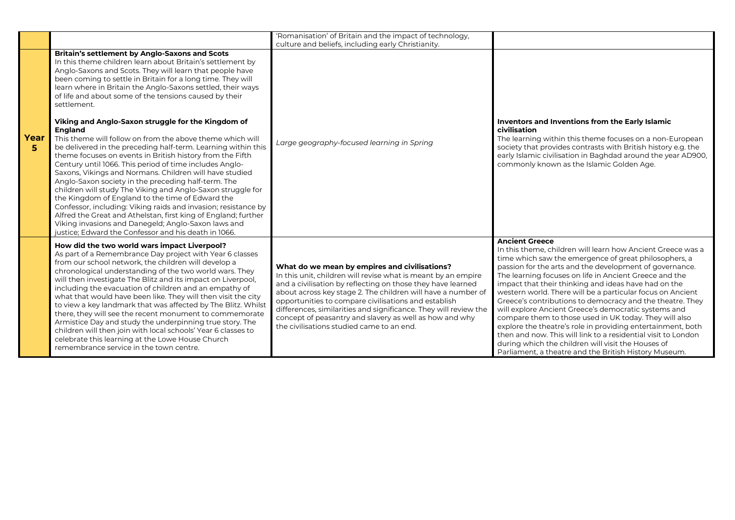| | | | |
|---|---|---|---|
| | | 'Romanisation' of Britain and the impact of technology, culture and beliefs, including early Christianity. | |
| **Year 5** | **Britain's settlement by Anglo-Saxons and Scots**<br>In this theme children learn about Britain's settlement by Anglo-Saxons and Scots. They will learn that people have been coming to settle in Britain for a long time. They will learn where in Britain the Anglo-Saxons settled, their ways of life and about some of the tensions caused by their settlement.<br><br>**Viking and Anglo-Saxon struggle for the Kingdom of England**<br>This theme will follow on from the above theme which will be delivered in the preceding half-term. Learning within this theme focuses on events in British history from the Fifth Century until 1066. This period of time includes Anglo-Saxons, Vikings and Normans. Children will have studied Anglo-Saxon society in the preceding half-term. The children will study The Viking and Anglo-Saxon struggle for the Kingdom of England to the time of Edward the Confessor, including: Viking raids and invasion; resistance by Alfred the Great and Athelstan, first king of England; further Viking invasions and Danegeld; Anglo-Saxon laws and justice; Edward the Confessor and his death in 1066. | *Large geography-focused learning in Spring* | **Inventors and Inventions from the Early Islamic civilisation**<br>The learning within this theme focuses on a non-European society that provides contrasts with British history e.g. the early Islamic civilisation in Baghdad around the year AD900, commonly known as the Islamic Golden Age. |
| | **How did the two world wars impact Liverpool?**<br>As part of a Remembrance Day project with Year 6 classes from our school network, the children will develop a chronological understanding of the two world wars. They will then investigate The Blitz and its impact on Liverpool, including the evacuation of children and an empathy of what that would have been like. They will then visit the city to view a key landmark that was affected by The Blitz. Whilst there, they will see the recent monument to commemorate Armistice Day and study the underpinning true story. The children will then join with local schools' Year 6 classes to celebrate this learning at the Lowe House Church remembrance service in the town centre. | **What do we mean by empires and civilisations?**<br>In this unit, children will revise what is meant by an empire and a civilisation by reflecting on those they have learned about across key stage 2. The children will have a number of opportunities to compare civilisations and establish differences, similarities and significance. They will review the concept of peasantry and slavery as well as how and why the civilisations studied came to an end. | **Ancient Greece**<br>In this theme, children will learn how Ancient Greece was a time which saw the emergence of great philosophers, a passion for the arts and the development of governance. The learning focuses on life in Ancient Greece and the impact that their thinking and ideas have had on the western world. There will be a particular focus on Ancient Greece's contributions to democracy and the theatre. They will explore Ancient Greece's democratic systems and compare them to those used in UK today. They will also explore the theatre's role in providing entertainment, both then and now. This will link to a residential visit to London during which the children will visit the Houses of Parliament, a theatre and the British History Museum. |